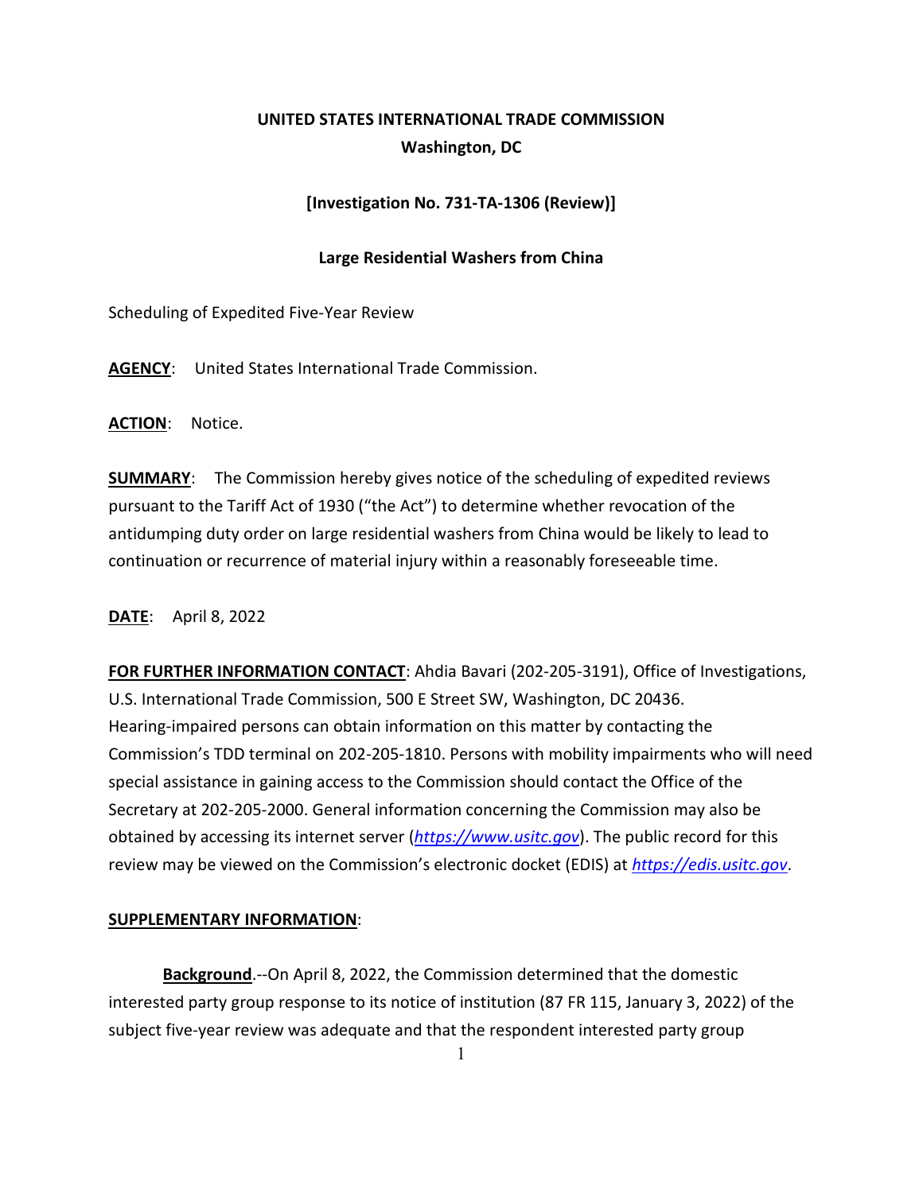**UNITED STATES INTERNATIONAL TRADE COMMISSION**
**Washington, DC**

**[Investigation No. 731-TA-1306 (Review)]**

**Large Residential Washers from China**

Scheduling of Expedited Five-Year Review

**AGENCY**: United States International Trade Commission.

**ACTION**: Notice.

**SUMMARY**: The Commission hereby gives notice of the scheduling of expedited reviews pursuant to the Tariff Act of 1930 ("the Act") to determine whether revocation of the antidumping duty order on large residential washers from China would be likely to lead to continuation or recurrence of material injury within a reasonably foreseeable time.

**DATE**: April 8, 2022

**FOR FURTHER INFORMATION CONTACT**: Ahdia Bavari (202-205-3191), Office of Investigations, U.S. International Trade Commission, 500 E Street SW, Washington, DC 20436. Hearing-impaired persons can obtain information on this matter by contacting the Commission's TDD terminal on 202-205-1810. Persons with mobility impairments who will need special assistance in gaining access to the Commission should contact the Office of the Secretary at 202-205-2000. General information concerning the Commission may also be obtained by accessing its internet server (*https://www.usitc.gov*). The public record for this review may be viewed on the Commission's electronic docket (EDIS) at *https://edis.usitc.gov*.

**SUPPLEMENTARY INFORMATION**:

**Background**.--On April 8, 2022, the Commission determined that the domestic interested party group response to its notice of institution (87 FR 115, January 3, 2022) of the subject five-year review was adequate and that the respondent interested party group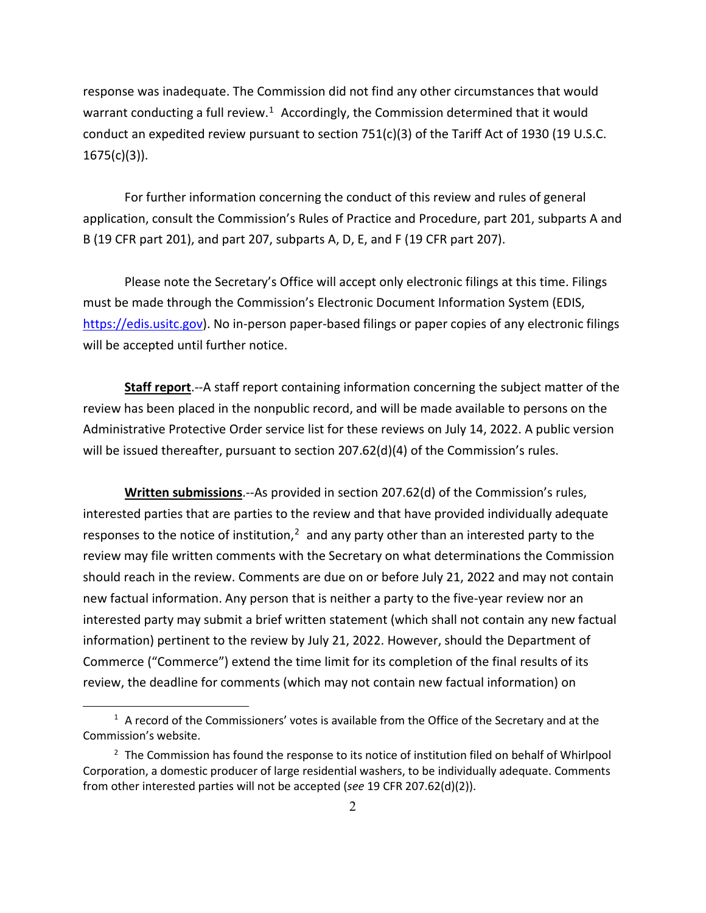response was inadequate. The Commission did not find any other circumstances that would warrant conducting a full review.[1] Accordingly, the Commission determined that it would conduct an expedited review pursuant to section 751(c)(3) of the Tariff Act of 1930 (19 U.S.C. 1675(c)(3)).

For further information concerning the conduct of this review and rules of general application, consult the Commission's Rules of Practice and Procedure, part 201, subparts A and B (19 CFR part 201), and part 207, subparts A, D, E, and F (19 CFR part 207).

Please note the Secretary's Office will accept only electronic filings at this time. Filings must be made through the Commission's Electronic Document Information System (EDIS, https://edis.usitc.gov). No in-person paper-based filings or paper copies of any electronic filings will be accepted until further notice.

**Staff report**.--A staff report containing information concerning the subject matter of the review has been placed in the nonpublic record, and will be made available to persons on the Administrative Protective Order service list for these reviews on July 14, 2022. A public version will be issued thereafter, pursuant to section 207.62(d)(4) of the Commission's rules.

**Written submissions**.--As provided in section 207.62(d) of the Commission's rules, interested parties that are parties to the review and that have provided individually adequate responses to the notice of institution,[2] and any party other than an interested party to the review may file written comments with the Secretary on what determinations the Commission should reach in the review. Comments are due on or before July 21, 2022 and may not contain new factual information. Any person that is neither a party to the five-year review nor an interested party may submit a brief written statement (which shall not contain any new factual information) pertinent to the review by July 21, 2022. However, should the Department of Commerce ("Commerce") extend the time limit for its completion of the final results of its review, the deadline for comments (which may not contain new factual information) on

[1] A record of the Commissioners' votes is available from the Office of the Secretary and at the Commission's website.

[2] The Commission has found the response to its notice of institution filed on behalf of Whirlpool Corporation, a domestic producer of large residential washers, to be individually adequate. Comments from other interested parties will not be accepted (*see* 19 CFR 207.62(d)(2)).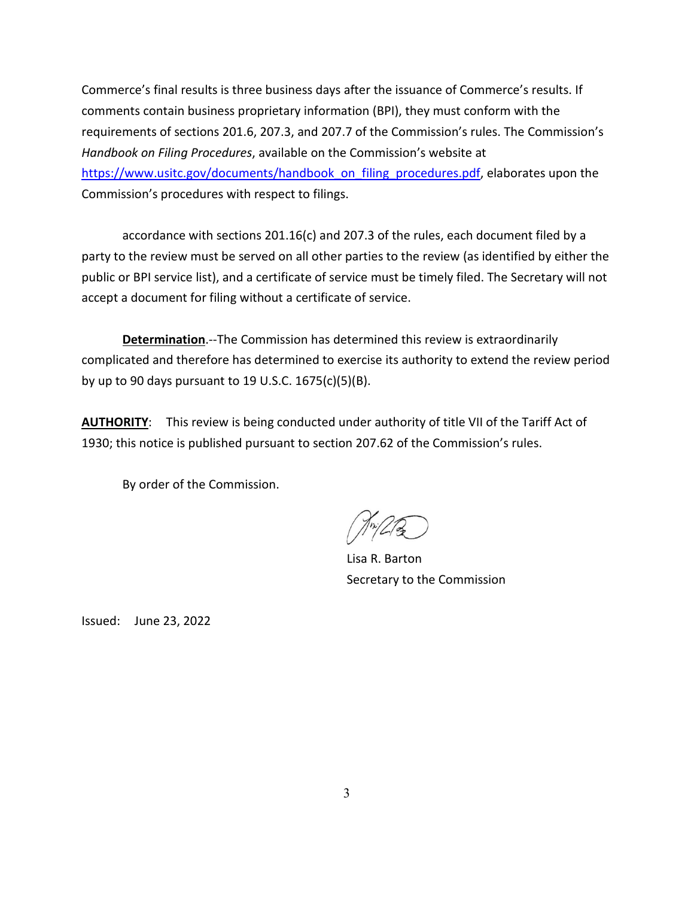Commerce's final results is three business days after the issuance of Commerce's results. If comments contain business proprietary information (BPI), they must conform with the requirements of sections 201.6, 207.3, and 207.7 of the Commission's rules. The Commission's *Handbook on Filing Procedures*, available on the Commission's website at https://www.usitc.gov/documents/handbook_on_filing_procedures.pdf, elaborates upon the Commission's procedures with respect to filings.

accordance with sections 201.16(c) and 207.3 of the rules, each document filed by a party to the review must be served on all other parties to the review (as identified by either the public or BPI service list), and a certificate of service must be timely filed. The Secretary will not accept a document for filing without a certificate of service.

**Determination**.--The Commission has determined this review is extraordinarily complicated and therefore has determined to exercise its authority to extend the review period by up to 90 days pursuant to 19 U.S.C. 1675(c)(5)(B).

**AUTHORITY**: This review is being conducted under authority of title VII of the Tariff Act of 1930; this notice is published pursuant to section 207.62 of the Commission's rules.

By order of the Commission.

Lisa R. Barton
Secretary to the Commission

Issued: June 23, 2022